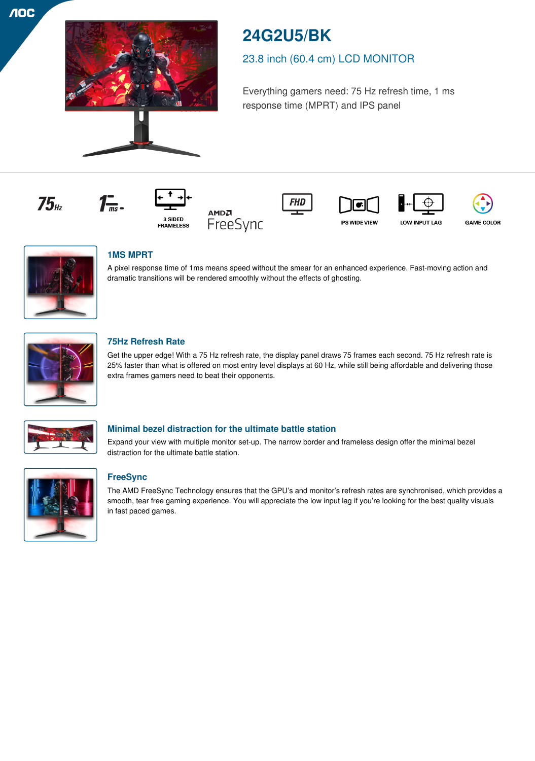# 24G2U5/BK

## 23.8 inch (60.4 cm) LCD MONITOR

Everything gamers need: 75 Hz refresh time, 1 ms response time (MPRT) and IPS panel

75Hz | 1ms | 3 SIDED FRAMELESS | AMD FreeSync | FHD | IPS WIDE VIEW | LOW INPUT LAG | GAME COLOR

### 1MS MPRT

A pixel response time of 1ms means speed without the smear for an enhanced experience. Fast-moving action and dramatic transitions will be rendered smoothly without the effects of ghosting.

### 75Hz Refresh Rate

Get the upper edge! With a 75 Hz refresh rate, the display panel draws 75 frames each second. 75 Hz refresh rate is 25% faster than what is offered on most entry level displays at 60 Hz, while still being affordable and delivering those extra frames gamers need to beat their opponents.

### Minimal bezel distraction for the ultimate battle station

Expand your view with multiple monitor set-up. The narrow border and frameless design offer the minimal bezel distraction for the ultimate battle station.

### FreeSync

The AMD FreeSync Technology ensures that the GPU's and monitor's refresh rates are synchronised, which provides a smooth, tear free gaming experience. You will appreciate the low input lag if you're looking for the best quality visuals in fast paced games.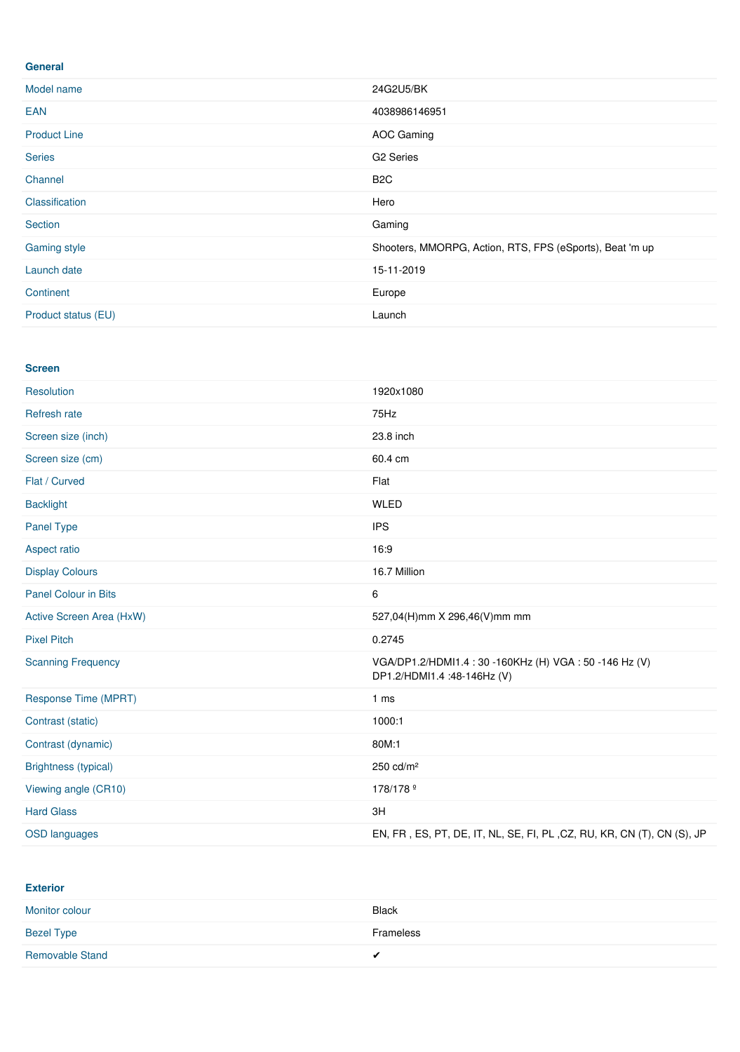## General

| | |
|---|---|
| Model name | 24G2U5/BK |
| EAN | 4038986146951 |
| Product Line | AOC Gaming |
| Series | G2 Series |
| Channel | B2C |
| Classification | Hero |
| Section | Gaming |
| Gaming style | Shooters, MMORPG, Action, RTS, FPS (eSports), Beat 'm up |
| Launch date | 15-11-2019 |
| Continent | Europe |
| Product status (EU) | Launch |

## Screen

| | |
|---|---|
| Resolution | 1920x1080 |
| Refresh rate | 75Hz |
| Screen size (inch) | 23.8 inch |
| Screen size (cm) | 60.4 cm |
| Flat / Curved | Flat |
| Backlight | WLED |
| Panel Type | IPS |
| Aspect ratio | 16:9 |
| Display Colours | 16.7 Million |
| Panel Colour in Bits | 6 |
| Active Screen Area (HxW) | 527,04(H)mm X 296,46(V)mm mm |
| Pixel Pitch | 0.2745 |
| Scanning Frequency | VGA/DP1.2/HDMI1.4 : 30 -160KHz (H) VGA : 50 -146 Hz (V) DP1.2/HDMI1.4 :48-146Hz (V) |
| Response Time (MPRT) | 1 ms |
| Contrast (static) | 1000:1 |
| Contrast (dynamic) | 80M:1 |
| Brightness (typical) | 250 cd/m² |
| Viewing angle (CR10) | 178/178 º |
| Hard Glass | 3H |
| OSD languages | EN, FR , ES, PT, DE, IT, NL, SE, FI, PL ,CZ, RU, KR, CN (T), CN (S), JP |

## Exterior

| | |
|---|---|
| Monitor colour | Black |
| Bezel Type | Frameless |
| Removable Stand | ✔ |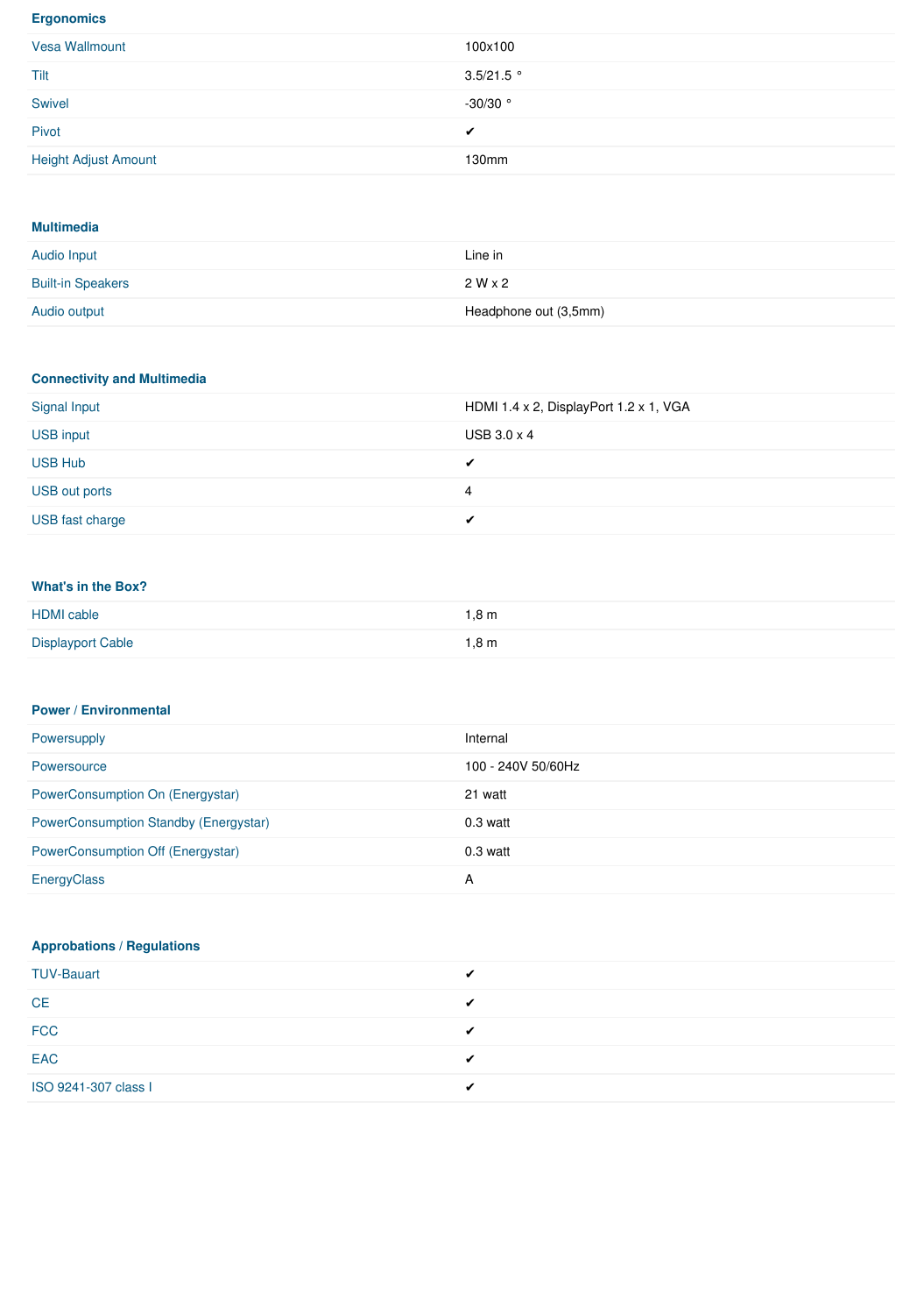### Ergonomics

| | |
|---|---|
| Vesa Wallmount | 100x100 |
| Tilt | 3.5/21.5 ° |
| Swivel | -30/30 ° |
| Pivot | ✔ |
| Height Adjust Amount | 130mm |

### Multimedia

| | |
|---|---|
| Audio Input | Line in |
| Built-in Speakers | 2 W x 2 |
| Audio output | Headphone out (3,5mm) |

### Connectivity and Multimedia

| | |
|---|---|
| Signal Input | HDMI 1.4 x 2, DisplayPort 1.2 x 1, VGA |
| USB input | USB 3.0 x 4 |
| USB Hub | ✔ |
| USB out ports | 4 |
| USB fast charge | ✔ |

### What's in the Box?

| | |
|---|---|
| HDMI cable | 1,8 m |
| Displayport Cable | 1,8 m |

### Power / Environmental

| | |
|---|---|
| Powersupply | Internal |
| Powersource | 100 - 240V 50/60Hz |
| PowerConsumption On (Energystar) | 21 watt |
| PowerConsumption Standby (Energystar) | 0.3 watt |
| PowerConsumption Off (Energystar) | 0.3 watt |
| EnergyClass | A |

### Approbations / Regulations

| | |
|---|---|
| TUV-Bauart | ✔ |
| CE | ✔ |
| FCC | ✔ |
| EAC | ✔ |
| ISO 9241-307 class I | ✔ |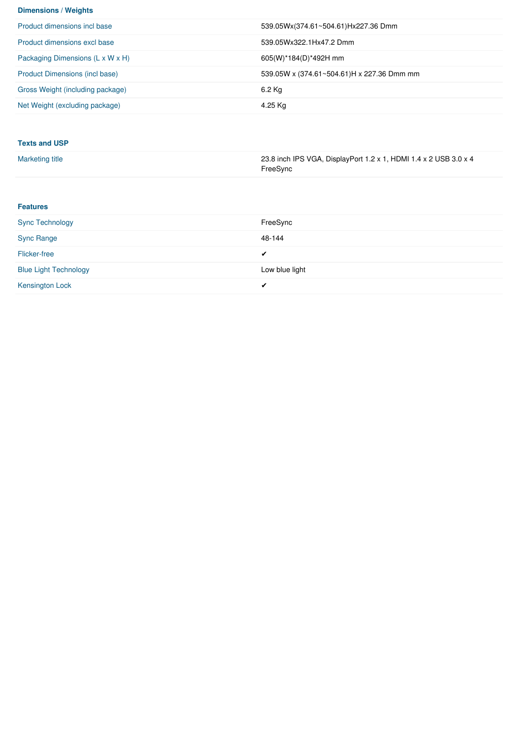## Dimensions / Weights

| | |
|---|---|
| Product dimensions incl base | 539.05Wx(374.61~504.61)Hx227.36 Dmm |
| Product dimensions excl base | 539.05Wx322.1Hx47.2 Dmm |
| Packaging Dimensions (L x W x H) | 605(W)*184(D)*492H mm |
| Product Dimensions (incl base) | 539.05W x (374.61~504.61)H x 227.36 Dmm mm |
| Gross Weight (including package) | 6.2 Kg |
| Net Weight (excluding package) | 4.25 Kg |

## Texts and USP

| | |
|---|---|
| Marketing title | 23.8 inch IPS VGA, DisplayPort 1.2 x 1, HDMI 1.4 x 2 USB 3.0 x 4 FreeSync |

## Features

| | |
|---|---|
| Sync Technology | FreeSync |
| Sync Range | 48-144 |
| Flicker-free | ✔ |
| Blue Light Technology | Low blue light |
| Kensington Lock | ✔ |